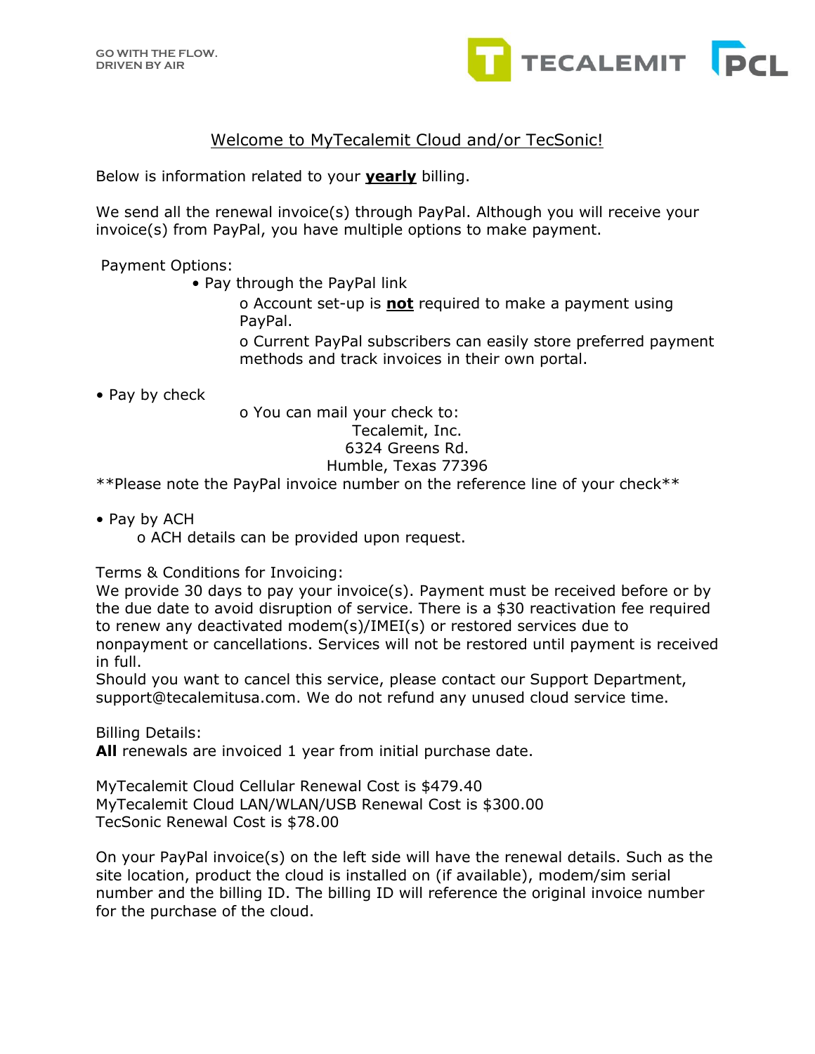GO WITH THE FLOW.
DRIVEN BY AIR

TECALEMIT PCL

# Welcome to MyTecalemit Cloud and/or TecSonic!

Below is information related to your **yearly** billing.

We send all the renewal invoice(s) through PayPal. Although you will receive your invoice(s) from PayPal, you have multiple options to make payment.

Payment Options:

- Pay through the PayPal link
  - Account set-up is **not** required to make a payment using PayPal.
  - Current PayPal subscribers can easily store preferred payment methods and track invoices in their own portal.

- Pay by check
  - You can mail your check to:

    Tecalemit, Inc.
    6324 Greens Rd.
    Humble, Texas 77396

**Please note the PayPal invoice number on the reference line of your check**

- Pay by ACH
  - ACH details can be provided upon request.

Terms & Conditions for Invoicing:
We provide 30 days to pay your invoice(s). Payment must be received before or by the due date to avoid disruption of service. There is a $30 reactivation fee required to renew any deactivated modem(s)/IMEI(s) or restored services due to nonpayment or cancellations. Services will not be restored until payment is received in full.
Should you want to cancel this service, please contact our Support Department, support@tecalemitusa.com. We do not refund any unused cloud service time.

Billing Details:
**All** renewals are invoiced 1 year from initial purchase date.

MyTecalemit Cloud Cellular Renewal Cost is $479.40
MyTecalemit Cloud LAN/WLAN/USB Renewal Cost is $300.00
TecSonic Renewal Cost is $78.00

On your PayPal invoice(s) on the left side will have the renewal details. Such as the site location, product the cloud is installed on (if available), modem/sim serial number and the billing ID. The billing ID will reference the original invoice number for the purchase of the cloud.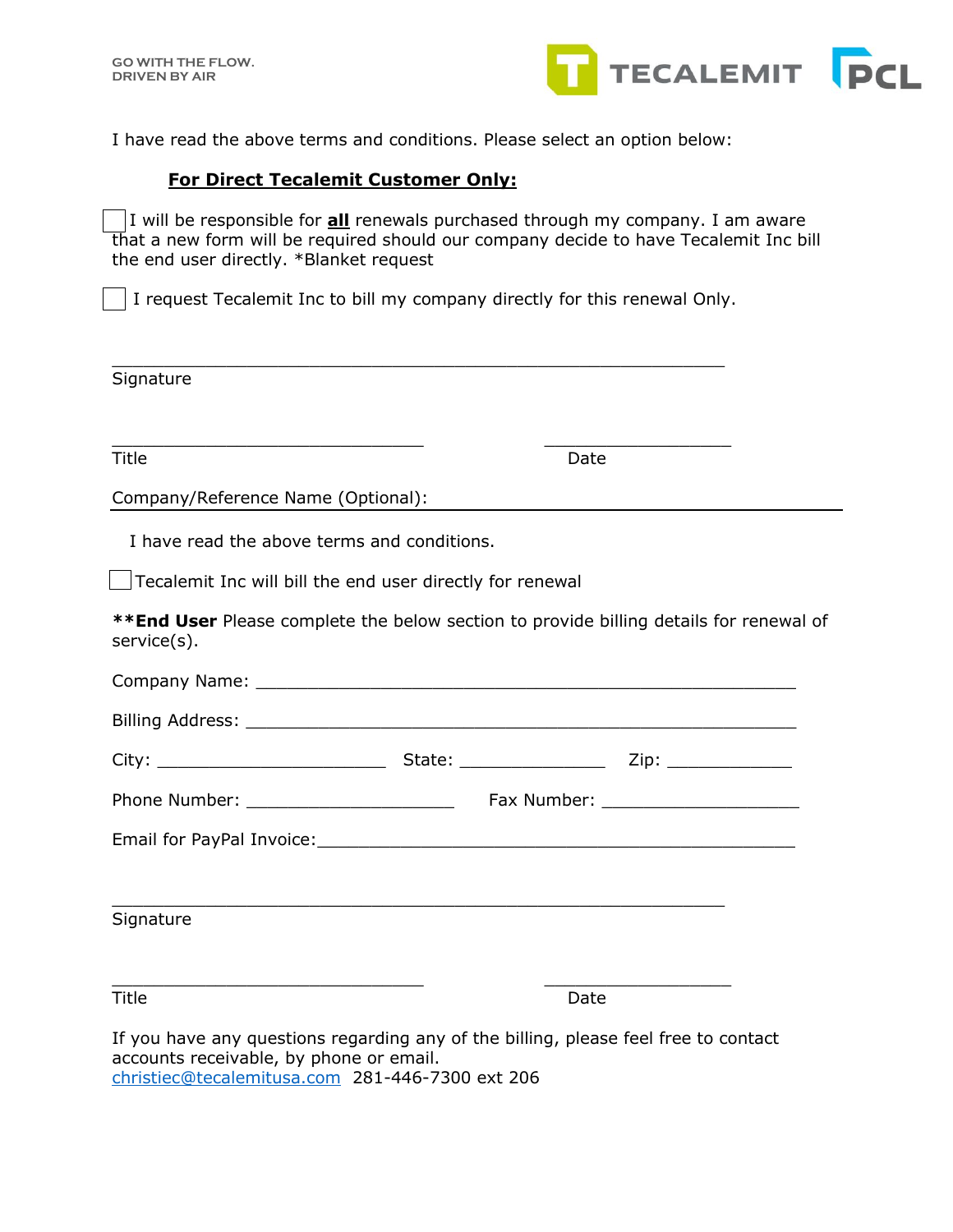I have read the above terms and conditions. Please select an option below:

**For Direct Tecalemit Customer Only:**

☐ I will be responsible for **all** renewals purchased through my company. I am aware that a new form will be required should our company decide to have Tecalemit Inc bill the end user directly. *Blanket request

☐ I request Tecalemit Inc to bill my company directly for this renewal Only.

_______________________________________________________
Signature

____________________________ ________________
Title Date

Company/Reference Name (Optional): ________________________________________

I have read the above terms and conditions.

☐ Tecalemit Inc will bill the end user directly for renewal

****End User** Please complete the below section to provide billing details for renewal of service(s).

Company Name: ________________________________________________

Billing Address: _______________________________________________

City: ____________________ State: ______________ Zip: ___________

Phone Number: __________________ Fax Number: _________________

Email for PayPal Invoice:__________________________________________

_______________________________________________________
Signature

____________________________ ________________
Title Date

If you have any questions regarding any of the billing, please feel free to contact accounts receivable, by phone or email.
christiec@tecalemitusa.com 281-446-7300 ext 206